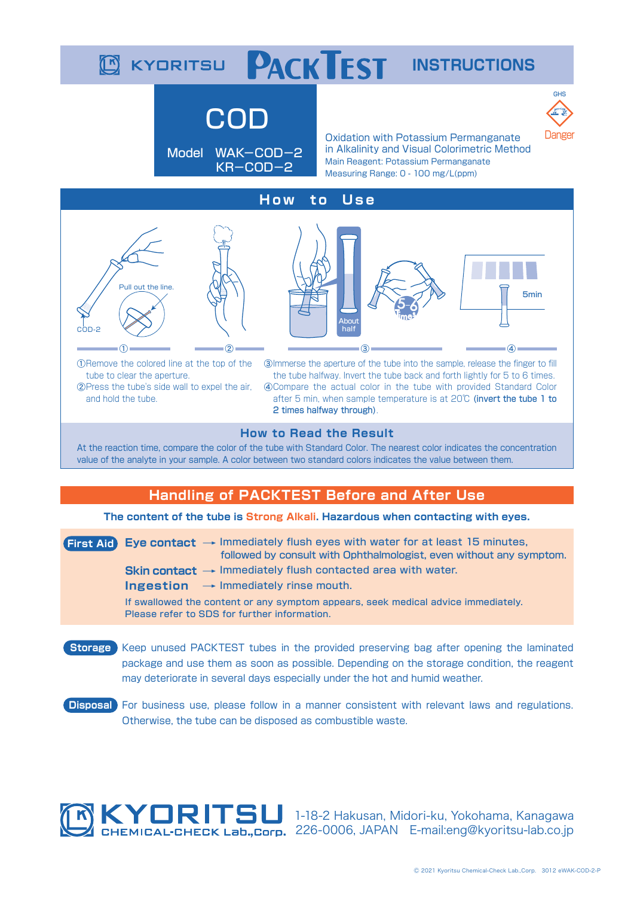# KYORITSU PACKTEST INSTRUCTIONS

## COD

Model WAK−COD−2
KR−COD−2

Oxidation with Potassium Permanganate in Alkalinity and Visual Colorimetric Method
Main Reagent: Potassium Permanganate
Measuring Range: 0 - 100 mg/L(ppm)

GHS
Danger

## How to Use

Pull out the line.
COD-2
About half
5-6 times
5min

①Remove the colored line at the top of the tube to clear the aperture.
②Press the tube's side wall to expel the air, and hold the tube.
③Immerse the aperture of the tube into the sample, release the finger to fill the tube halfway. Invert the tube back and forth lightly for 5 to 6 times.
④Compare the actual color in the tube with provided Standard Color after 5 min, when sample temperature is at 20℃ **(invert the tube 1 to 2 times halfway through)**.

### How to Read the Result

At the reaction time, compare the color of the tube with Standard Color. The nearest color indicates the concentration value of the analyte in your sample. A color between two standard colors indicates the value between them.

## Handling of PACKTEST Before and After Use

**The content of the tube is Strong Alkali. Hazardous when contacting with eyes.**

**First Aid**
**Eye contact** → Immediately flush eyes with water for at least 15 minutes, followed by consult with Ophthalmologist, even without any symptom.
**Skin contact** → Immediately flush contacted area with water.
**Ingestion** → Immediately rinse mouth.
If swallowed the content or any symptom appears, seek medical advice immediately.
Please refer to SDS for further information.

**Storage** Keep unused PACKTEST tubes in the provided preserving bag after opening the laminated package and use them as soon as possible. Depending on the storage condition, the reagent may deteriorate in several days especially under the hot and humid weather.

**Disposal** For business use, please follow in a manner consistent with relevant laws and regulations. Otherwise, the tube can be disposed as combustible waste.

KYORITSU CHEMICAL-CHECK Lab.,Corp. 1-18-2 Hakusan, Midori-ku, Yokohama, Kanagawa 226-0006, JAPAN E-mail:eng@kyoritsu-lab.co.jp

© 2021 Kyoritsu Chemical-Check Lab.,Corp. 3012 eWAK-COD-2-P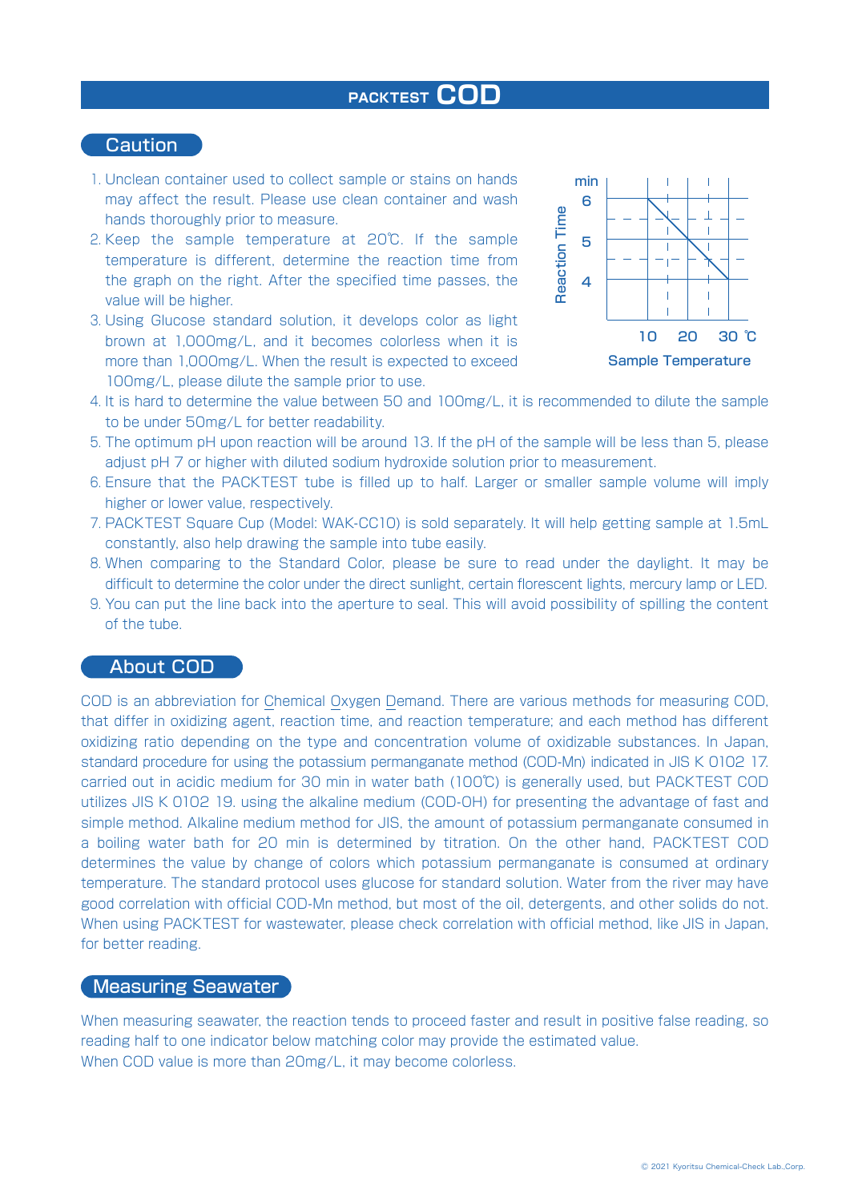# PACKTEST COD

## Caution

1. Unclean container used to collect sample or stains on hands may affect the result. Please use clean container and wash hands thoroughly prior to measure.
2. Keep the sample temperature at 20℃. If the sample temperature is different, determine the reaction time from the graph on the right. After the specified time passes, the value will be higher.
3. Using Glucose standard solution, it develops color as light brown at 1,000mg/L, and it becomes colorless when it is more than 1,000mg/L. When the result is expected to exceed 100mg/L, please dilute the sample prior to use.
4. It is hard to determine the value between 50 and 100mg/L, it is recommended to dilute the sample to be under 50mg/L for better readability.
5. The optimum pH upon reaction will be around 13. If the pH of the sample will be less than 5, please adjust pH 7 or higher with diluted sodium hydroxide solution prior to measurement.
6. Ensure that the PACKTEST tube is filled up to half. Larger or smaller sample volume will imply higher or lower value, respectively.
7. PACKTEST Square Cup (Model: WAK-CC10) is sold separately. It will help getting sample at 1.5mL constantly, also help drawing the sample into tube easily.
8. When comparing to the Standard Color, please be sure to read under the daylight. It may be difficult to determine the color under the direct sunlight, certain florescent lights, mercury lamp or LED.
9. You can put the line back into the aperture to seal. This will avoid possibility of spilling the content of the tube.

Reaction Time
min
6
5
4
10 20 30 ℃
Sample Temperature

## About COD

COD is an abbreviation for Chemical Oxygen Demand. There are various methods for measuring COD, that differ in oxidizing agent, reaction time, and reaction temperature; and each method has different oxidizing ratio depending on the type and concentration volume of oxidizable substances. In Japan, standard procedure for using the potassium permanganate method (COD-Mn) indicated in JIS K 0102 17. carried out in acidic medium for 30 min in water bath (100℃) is generally used, but PACKTEST COD utilizes JIS K 0102 19. using the alkaline medium (COD-OH) for presenting the advantage of fast and simple method. Alkaline medium method for JIS, the amount of potassium permanganate consumed in a boiling water bath for 20 min is determined by titration. On the other hand, PACKTEST COD determines the value by change of colors which potassium permanganate is consumed at ordinary temperature. The standard protocol uses glucose for standard solution. Water from the river may have good correlation with official COD-Mn method, but most of the oil, detergents, and other solids do not. When using PACKTEST for wastewater, please check correlation with official method, like JIS in Japan, for better reading.

## Measuring Seawater

When measuring seawater, the reaction tends to proceed faster and result in positive false reading, so reading half to one indicator below matching color may provide the estimated value.
When COD value is more than 20mg/L, it may become colorless.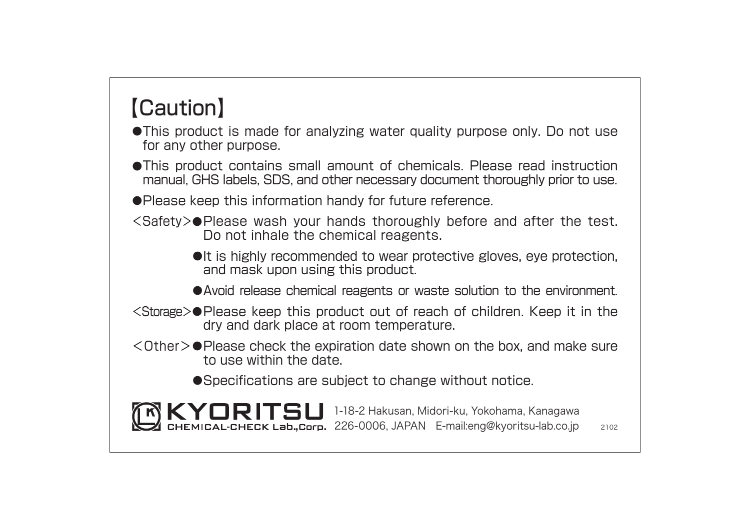## 【Caution】

- This product is made for analyzing water quality purpose only. Do not use for any other purpose.
- This product contains small amount of chemicals. Please read instruction manual, GHS labels, SDS, and other necessary document thoroughly prior to use.
- Please keep this information handy for future reference.

<Safety>
- Please wash your hands thoroughly before and after the test. Do not inhale the chemical reagents.
- It is highly recommended to wear protective gloves, eye protection, and mask upon using this product.
- Avoid release chemical reagents or waste solution to the environment.

<Storage>
- Please keep this product out of reach of children. Keep it in the dry and dark place at room temperature.

<Other>
- Please check the expiration date shown on the box, and make sure to use within the date.
- Specifications are subject to change without notice.

KYORITSU CHEMICAL-CHECK Lab.,Corp. 1-18-2 Hakusan, Midori-ku, Yokohama, Kanagawa 226-0006, JAPAN E-mail:eng@kyoritsu-lab.co.jp

2102